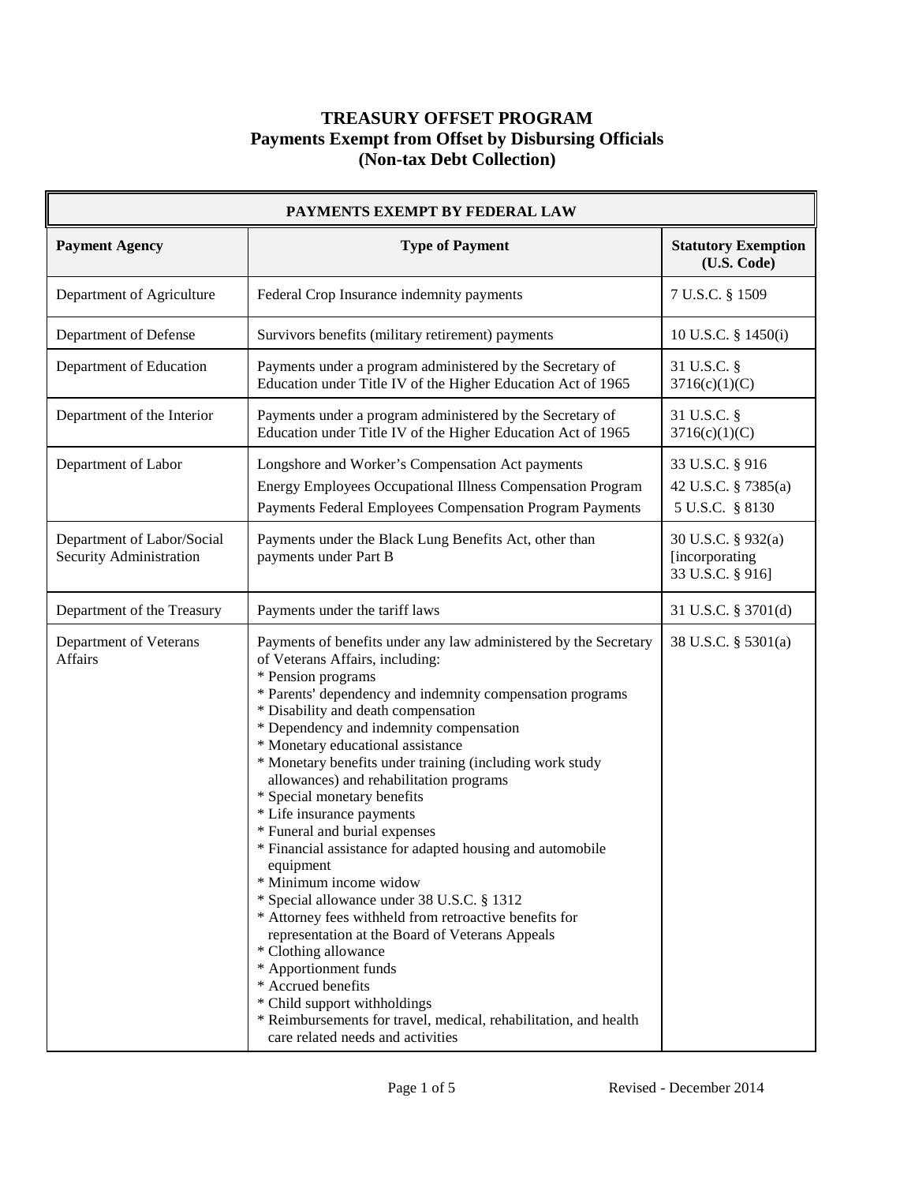# TREASURY OFFSET PROGRAM
## Payments Exempt from Offset by Disbursing Officials
## (Non-tax Debt Collection)

| PAYMENTS EXEMPT BY FEDERAL LAW | | |
|---|---|---|
| **Payment Agency** | **Type of Payment** | **Statutory Exemption (U.S. Code)** |
| Department of Agriculture | Federal Crop Insurance indemnity payments | 7 U.S.C. § 1509 |
| Department of Defense | Survivors benefits (military retirement) payments | 10 U.S.C. § 1450(i) |
| Department of Education | Payments under a program administered by the Secretary of Education under Title IV of the Higher Education Act of 1965 | 31 U.S.C. § 3716(c)(1)(C) |
| Department of the Interior | Payments under a program administered by the Secretary of Education under Title IV of the Higher Education Act of 1965 | 31 U.S.C. § 3716(c)(1)(C) |
| Department of Labor | Longshore and Worker's Compensation Act payments<br>Energy Employees Occupational Illness Compensation Program<br>Payments Federal Employees Compensation Program Payments | 33 U.S.C. § 916<br>42 U.S.C. § 7385(a)<br>5 U.S.C. § 8130 |
| Department of Labor/Social Security Administration | Payments under the Black Lung Benefits Act, other than payments under Part B | 30 U.S.C. § 932(a) [incorporating 33 U.S.C. § 916] |
| Department of the Treasury | Payments under the tariff laws | 31 U.S.C. § 3701(d) |
| Department of Veterans Affairs | Payments of benefits under any law administered by the Secretary of Veterans Affairs, including:<br>* Pension programs<br>* Parents' dependency and indemnity compensation programs<br>* Disability and death compensation<br>* Dependency and indemnity compensation<br>* Monetary educational assistance<br>* Monetary benefits under training (including work study allowances) and rehabilitation programs<br>* Special monetary benefits<br>* Life insurance payments<br>* Funeral and burial expenses<br>* Financial assistance for adapted housing and automobile equipment<br>* Minimum income widow<br>* Special allowance under 38 U.S.C. § 1312<br>* Attorney fees withheld from retroactive benefits for representation at the Board of Veterans Appeals<br>* Clothing allowance<br>* Apportionment funds<br>* Accrued benefits<br>* Child support withholdings<br>* Reimbursements for travel, medical, rehabilitation, and health care related needs and activities | 38 U.S.C. § 5301(a) |

Revised - December 2014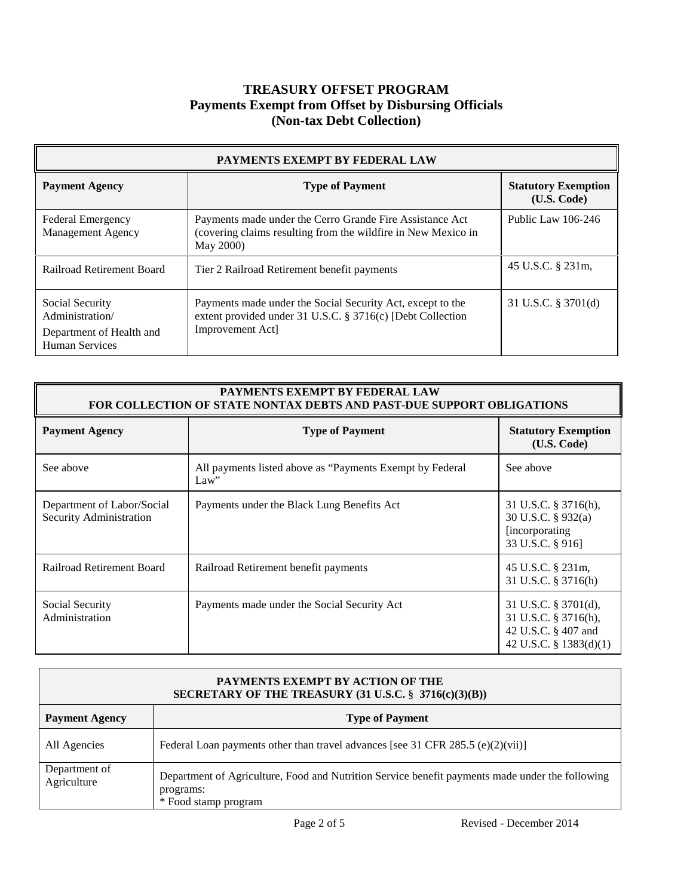## TREASURY OFFSET PROGRAM
## Payments Exempt from Offset by Disbursing Officials
## (Non-tax Debt Collection)

| PAYMENTS EXEMPT BY FEDERAL LAW | | |
|---|---|---|
| **Payment Agency** | **Type of Payment** | **Statutory Exemption (U.S. Code)** |
| Federal Emergency Management Agency | Payments made under the Cerro Grande Fire Assistance Act (covering claims resulting from the wildfire in New Mexico in May 2000) | Public Law 106-246 |
| Railroad Retirement Board | Tier 2 Railroad Retirement benefit payments | 45 U.S.C. § 231m, |
| Social Security Administration/ Department of Health and Human Services | Payments made under the Social Security Act, except to the extent provided under 31 U.S.C. § 3716(c) [Debt Collection Improvement Act] | 31 U.S.C. § 3701(d) |

| PAYMENTS EXEMPT BY FEDERAL LAW FOR COLLECTION OF STATE NONTAX DEBTS AND PAST-DUE SUPPORT OBLIGATIONS | | |
|---|---|---|
| **Payment Agency** | **Type of Payment** | **Statutory Exemption (U.S. Code)** |
| See above | All payments listed above as "Payments Exempt by Federal Law" | See above |
| Department of Labor/Social Security Administration | Payments under the Black Lung Benefits Act | 31 U.S.C. § 3716(h), 30 U.S.C. § 932(a) [incorporating 33 U.S.C. § 916] |
| Railroad Retirement Board | Railroad Retirement benefit payments | 45 U.S.C. § 231m, 31 U.S.C. § 3716(h) |
| Social Security Administration | Payments made under the Social Security Act | 31 U.S.C. § 3701(d), 31 U.S.C. § 3716(h), 42 U.S.C. § 407 and 42 U.S.C. § 1383(d)(1) |

| PAYMENTS EXEMPT BY ACTION OF THE SECRETARY OF THE TREASURY (31 U.S.C. § 3716(c)(3)(B)) | |
|---|---|
| **Payment Agency** | **Type of Payment** |
| All Agencies | Federal Loan payments other than travel advances [see 31 CFR 285.5 (e)(2)(vii)] |
| Department of Agriculture | Department of Agriculture, Food and Nutrition Service benefit payments made under the following programs:<br>* Food stamp program |

Revised - December 2014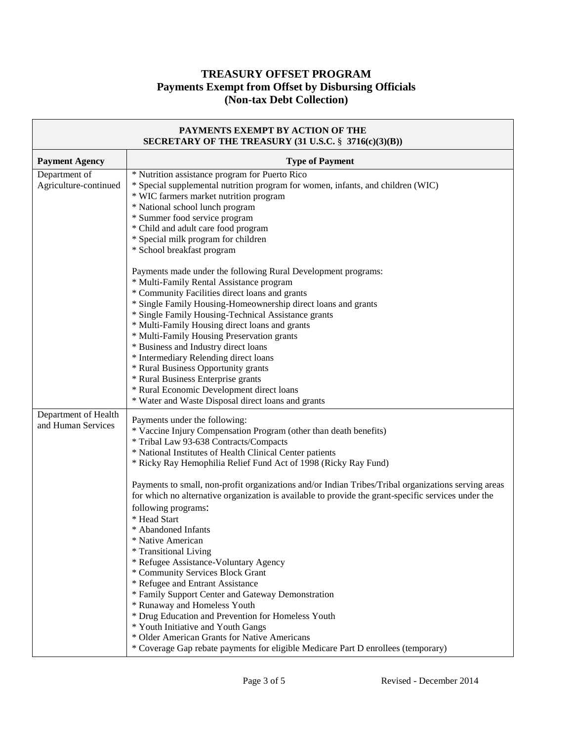# TREASURY OFFSET PROGRAM
## Payments Exempt from Offset by Disbursing Officials
## (Non-tax Debt Collection)

| PAYMENTS EXEMPT BY ACTION OF THE SECRETARY OF THE TREASURY (31 U.S.C. § 3716(c)(3)(B)) | |
|---|---|
| **Payment Agency** | **Type of Payment** |
| Department of Agriculture-continued | * Nutrition assistance program for Puerto Rico<br>* Special supplemental nutrition program for women, infants, and children (WIC)<br>* WIC farmers market nutrition program<br>* National school lunch program<br>* Summer food service program<br>* Child and adult care food program<br>* Special milk program for children<br>* School breakfast program<br><br>Payments made under the following Rural Development programs:<br>* Multi-Family Rental Assistance program<br>* Community Facilities direct loans and grants<br>* Single Family Housing-Homeownership direct loans and grants<br>* Single Family Housing-Technical Assistance grants<br>* Multi-Family Housing direct loans and grants<br>* Multi-Family Housing Preservation grants<br>* Business and Industry direct loans<br>* Intermediary Relending direct loans<br>* Rural Business Opportunity grants<br>* Rural Business Enterprise grants<br>* Rural Economic Development direct loans<br>* Water and Waste Disposal direct loans and grants |
| Department of Health and Human Services | Payments under the following:<br>* Vaccine Injury Compensation Program (other than death benefits)<br>* Tribal Law 93-638 Contracts/Compacts<br>* National Institutes of Health Clinical Center patients<br>* Ricky Ray Hemophilia Relief Fund Act of 1998 (Ricky Ray Fund)<br><br>Payments to small, non-profit organizations and/or Indian Tribes/Tribal organizations serving areas for which no alternative organization is available to provide the grant-specific services under the following programs:<br>* Head Start<br>* Abandoned Infants<br>* Native American<br>* Transitional Living<br>* Refugee Assistance-Voluntary Agency<br>* Community Services Block Grant<br>* Refugee and Entrant Assistance<br>* Family Support Center and Gateway Demonstration<br>* Runaway and Homeless Youth<br>* Drug Education and Prevention for Homeless Youth<br>* Youth Initiative and Youth Gangs<br>* Older American Grants for Native Americans<br>* Coverage Gap rebate payments for eligible Medicare Part D enrollees (temporary) |

Revised - December 2014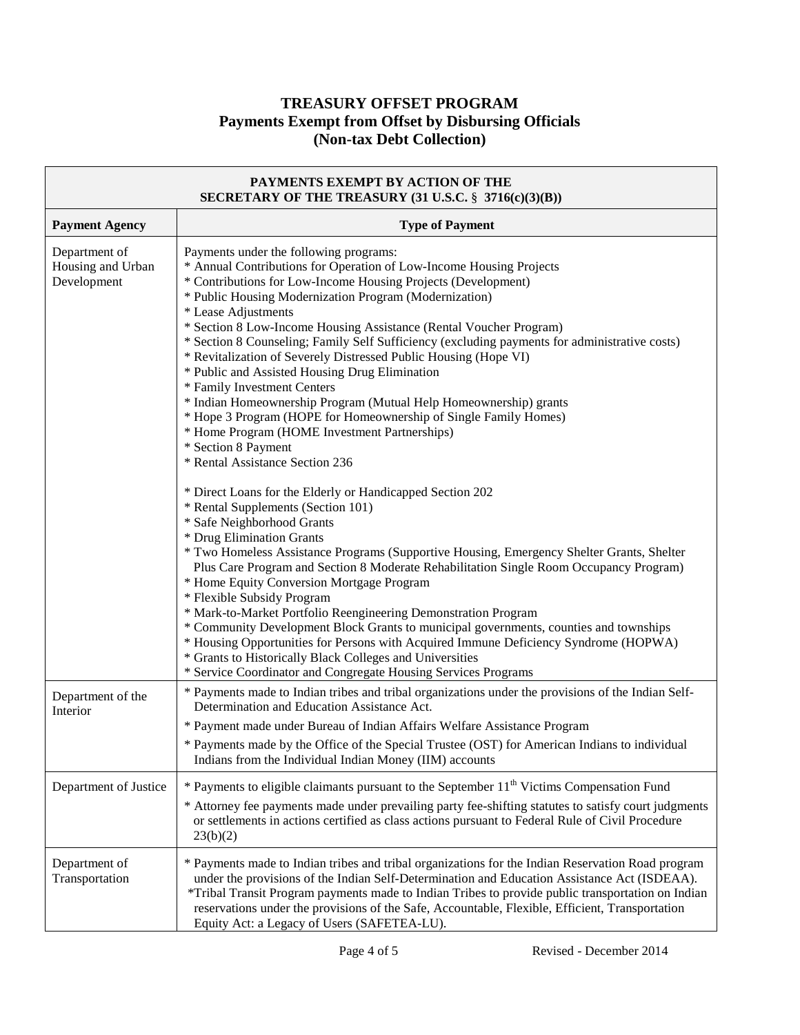# TREASURY OFFSET PROGRAM
## Payments Exempt from Offset by Disbursing Officials
## (Non-tax Debt Collection)

| PAYMENTS EXEMPT BY ACTION OF THE SECRETARY OF THE TREASURY (31 U.S.C. § 3716(c)(3)(B)) | |
|---|---|
| **Payment Agency** | **Type of Payment** |
| Department of Housing and Urban Development | Payments under the following programs:<br>* Annual Contributions for Operation of Low-Income Housing Projects<br>* Contributions for Low-Income Housing Projects (Development)<br>* Public Housing Modernization Program (Modernization)<br>* Lease Adjustments<br>* Section 8 Low-Income Housing Assistance (Rental Voucher Program)<br>* Section 8 Counseling; Family Self Sufficiency (excluding payments for administrative costs)<br>* Revitalization of Severely Distressed Public Housing (Hope VI)<br>* Public and Assisted Housing Drug Elimination<br>* Family Investment Centers<br>* Indian Homeownership Program (Mutual Help Homeownership) grants<br>* Hope 3 Program (HOPE for Homeownership of Single Family Homes)<br>* Home Program (HOME Investment Partnerships)<br>* Section 8 Payment<br>* Rental Assistance Section 236<br><br>* Direct Loans for the Elderly or Handicapped Section 202<br>* Rental Supplements (Section 101)<br>* Safe Neighborhood Grants<br>* Drug Elimination Grants<br>* Two Homeless Assistance Programs (Supportive Housing, Emergency Shelter Grants, Shelter Plus Care Program and Section 8 Moderate Rehabilitation Single Room Occupancy Program)<br>* Home Equity Conversion Mortgage Program<br>* Flexible Subsidy Program<br>* Mark-to-Market Portfolio Reengineering Demonstration Program<br>* Community Development Block Grants to municipal governments, counties and townships<br>* Housing Opportunities for Persons with Acquired Immune Deficiency Syndrome (HOPWA)<br>* Grants to Historically Black Colleges and Universities<br>* Service Coordinator and Congregate Housing Services Programs |
| Department of the Interior | * Payments made to Indian tribes and tribal organizations under the provisions of the Indian Self-Determination and Education Assistance Act.<br>* Payment made under Bureau of Indian Affairs Welfare Assistance Program<br>* Payments made by the Office of the Special Trustee (OST) for American Indians to individual Indians from the Individual Indian Money (IIM) accounts |
| Department of Justice | * Payments to eligible claimants pursuant to the September 11th Victims Compensation Fund<br>* Attorney fee payments made under prevailing party fee-shifting statutes to satisfy court judgments or settlements in actions certified as class actions pursuant to Federal Rule of Civil Procedure 23(b)(2) |
| Department of Transportation | * Payments made to Indian tribes and tribal organizations for the Indian Reservation Road program under the provisions of the Indian Self-Determination and Education Assistance Act (ISDEAA).<br>*Tribal Transit Program payments made to Indian Tribes to provide public transportation on Indian reservations under the provisions of the Safe, Accountable, Flexible, Efficient, Transportation Equity Act: a Legacy of Users (SAFETEA-LU). |

Revised - December 2014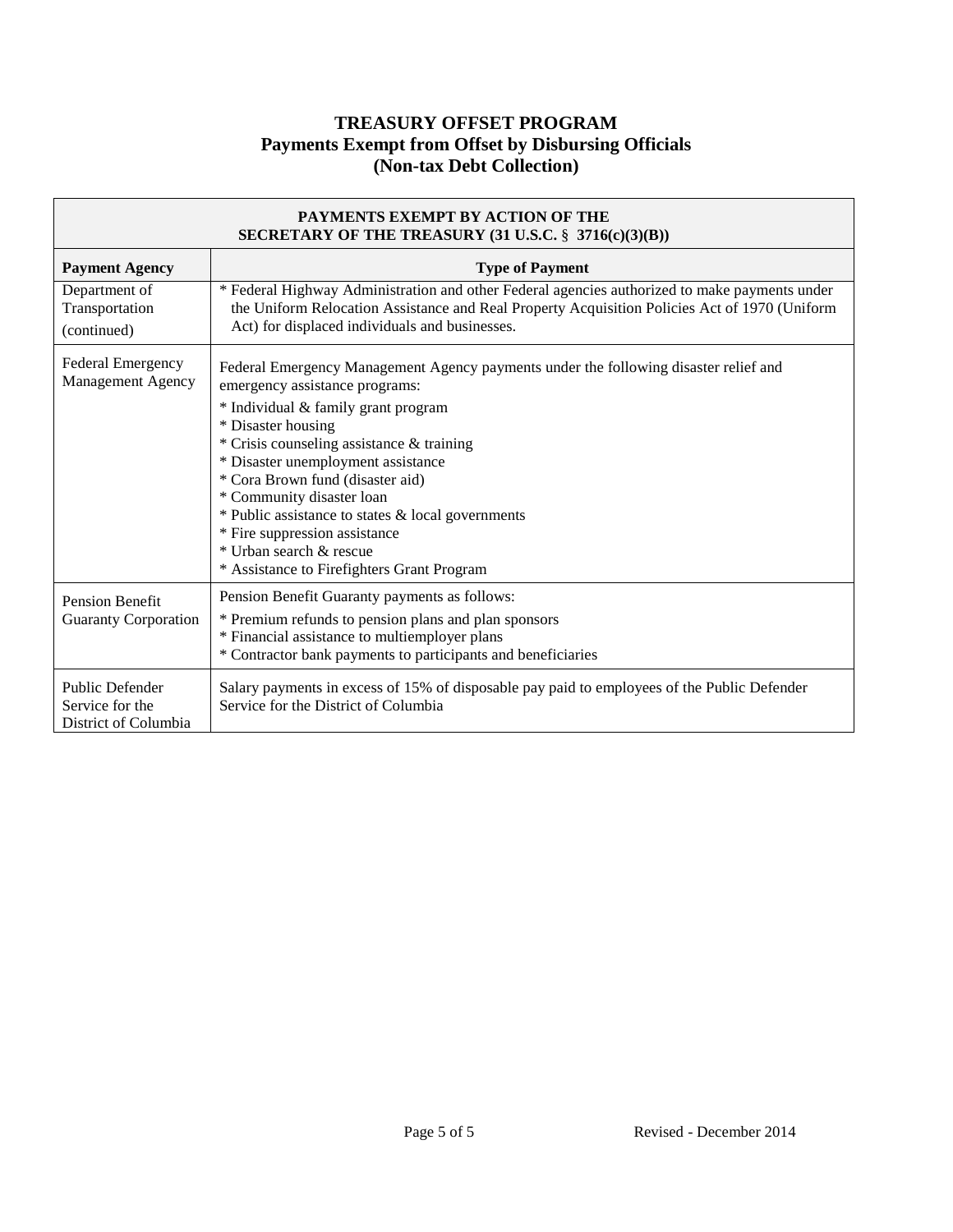# TREASURY OFFSET PROGRAM
## Payments Exempt from Offset by Disbursing Officials
## (Non-tax Debt Collection)

| PAYMENTS EXEMPT BY ACTION OF THE SECRETARY OF THE TREASURY (31 U.S.C. § 3716(c)(3)(B)) | |
|---|---|
| **Payment Agency** | **Type of Payment** |
| Department of Transportation (continued) | * Federal Highway Administration and other Federal agencies authorized to make payments under the Uniform Relocation Assistance and Real Property Acquisition Policies Act of 1970 (Uniform Act) for displaced individuals and businesses. |
| Federal Emergency Management Agency | Federal Emergency Management Agency payments under the following disaster relief and emergency assistance programs:<br>* Individual & family grant program<br>* Disaster housing<br>* Crisis counseling assistance & training<br>* Disaster unemployment assistance<br>* Cora Brown fund (disaster aid)<br>* Community disaster loan<br>* Public assistance to states & local governments<br>* Fire suppression assistance<br>* Urban search & rescue<br>* Assistance to Firefighters Grant Program |
| Pension Benefit Guaranty Corporation | Pension Benefit Guaranty payments as follows:<br>* Premium refunds to pension plans and plan sponsors<br>* Financial assistance to multiemployer plans<br>* Contractor bank payments to participants and beneficiaries |
| Public Defender Service for the District of Columbia | Salary payments in excess of 15% of disposable pay paid to employees of the Public Defender Service for the District of Columbia |

Revised - December 2014